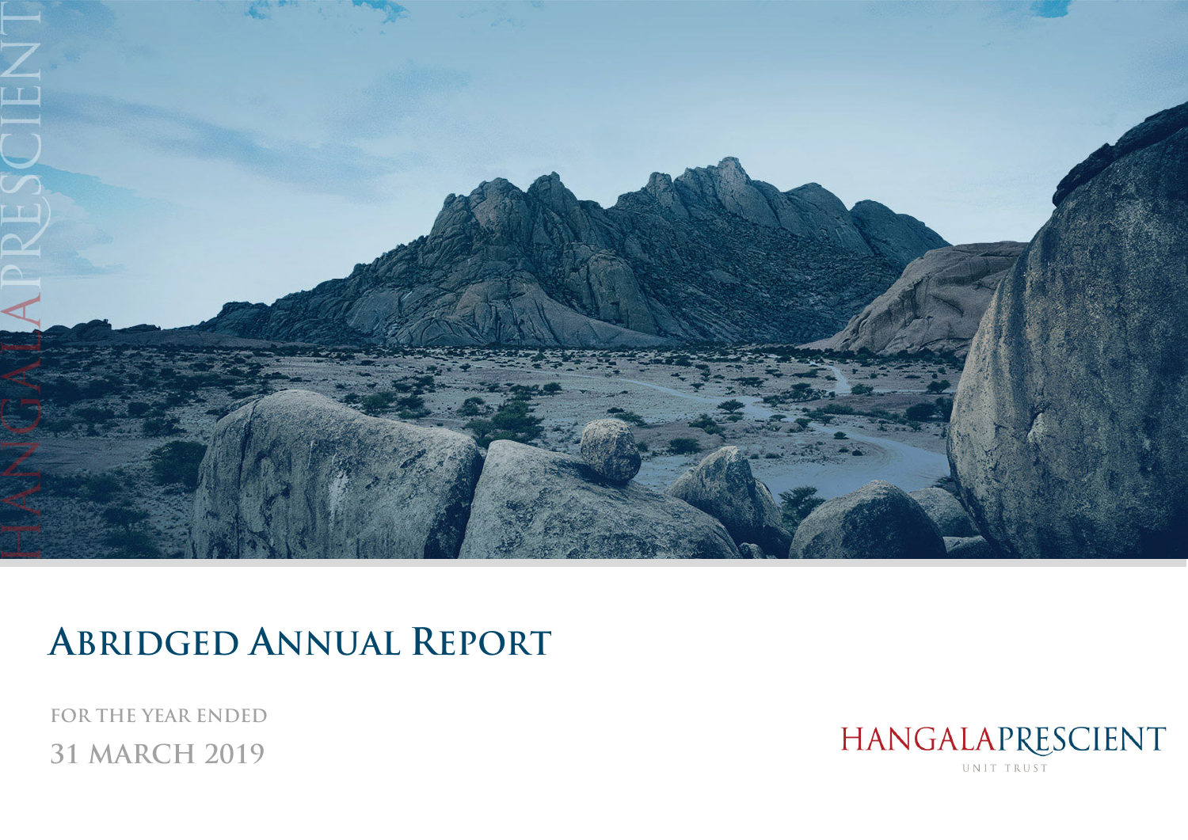# Abridged Annual Report

FOR THE YEAR ENDED

31 MARCH 2019

HANGALAPRESCIENT

UNIT TRUST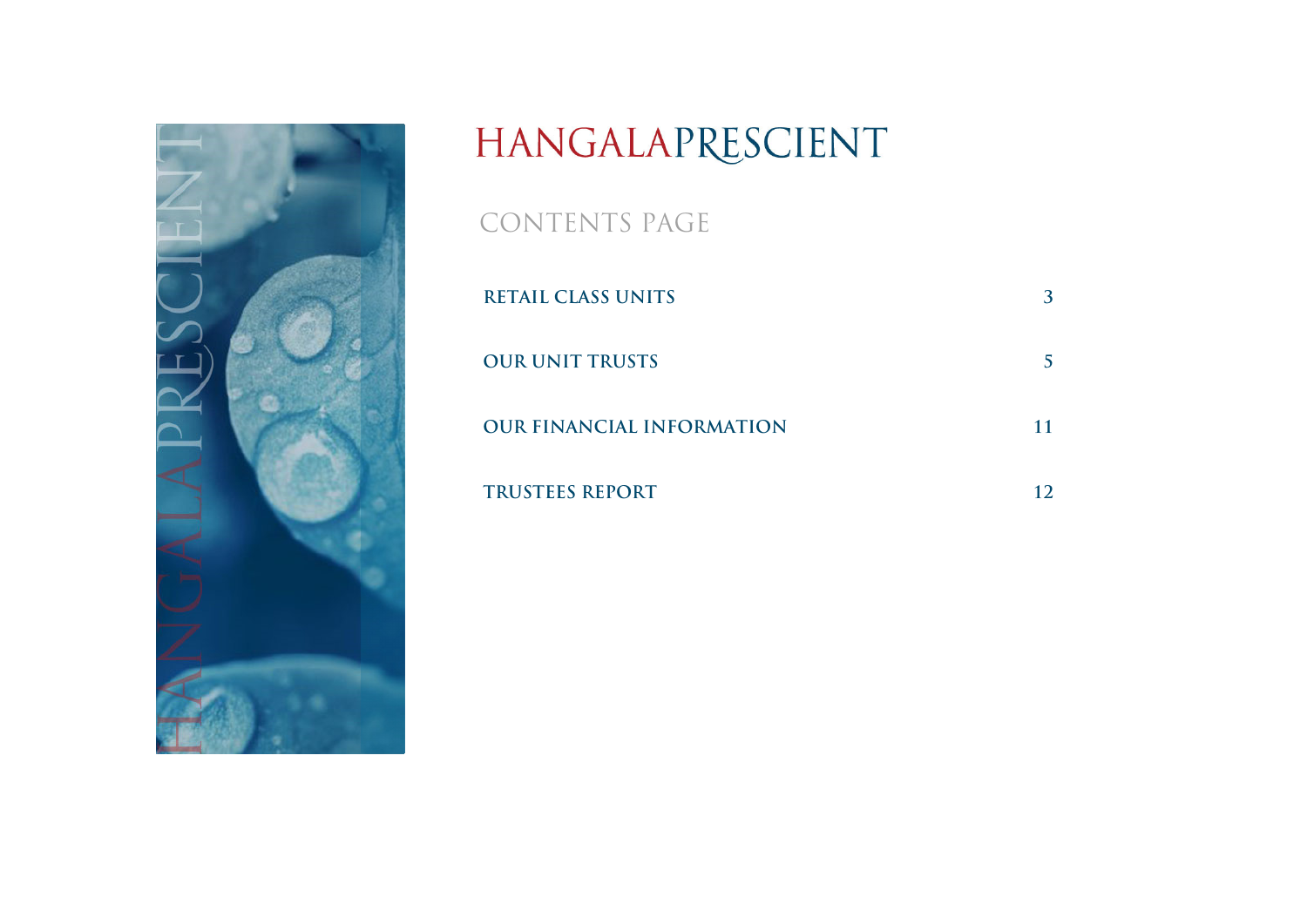# HANGALAPRESCIENT

## CONTENTS PAGE

| | |
|---|---|
| **RETAIL CLASS UNITS** | **3** |
| **OUR UNIT TRUSTS** | **5** |
| **OUR FINANCIAL INFORMATION** | **11** |
| **TRUSTEES REPORT** | **12** |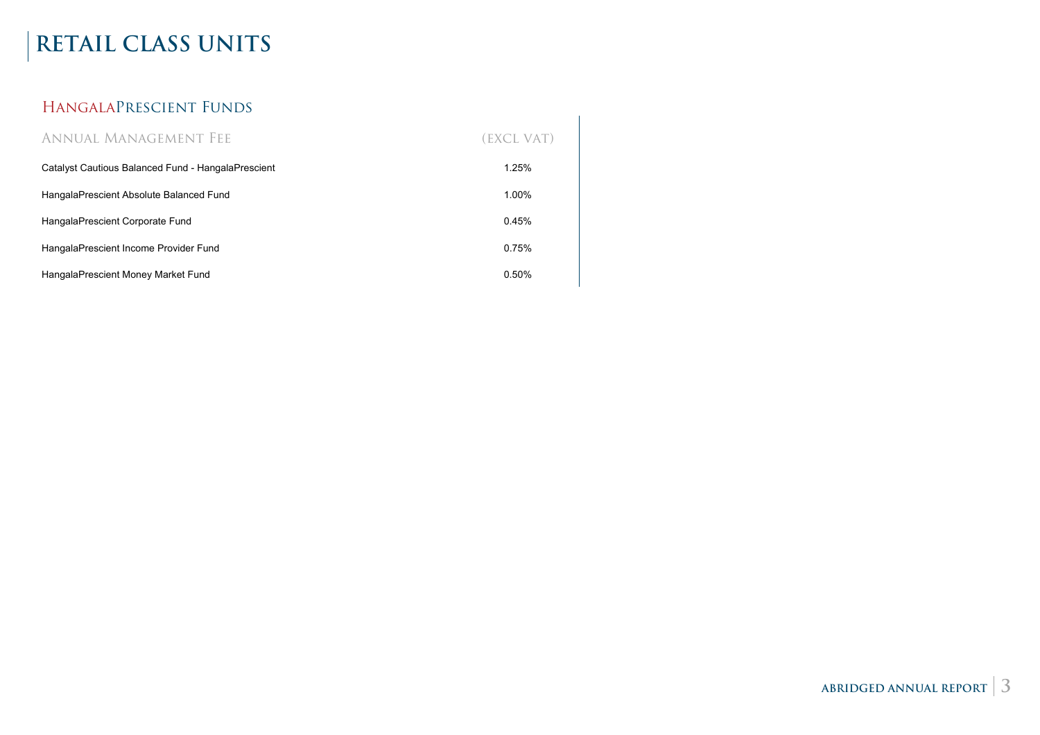# RETAIL CLASS UNITS

## HangalaPrescient Funds

| Annual Management Fee | (EXCL VAT) |
|---|---|
| Catalyst Cautious Balanced Fund - HangalaPrescient | 1.25% |
| HangalaPrescient Absolute Balanced Fund | 1.00% |
| HangalaPrescient Corporate Fund | 0.45% |
| HangalaPrescient Income Provider Fund | 0.75% |
| HangalaPrescient Money Market Fund | 0.50% |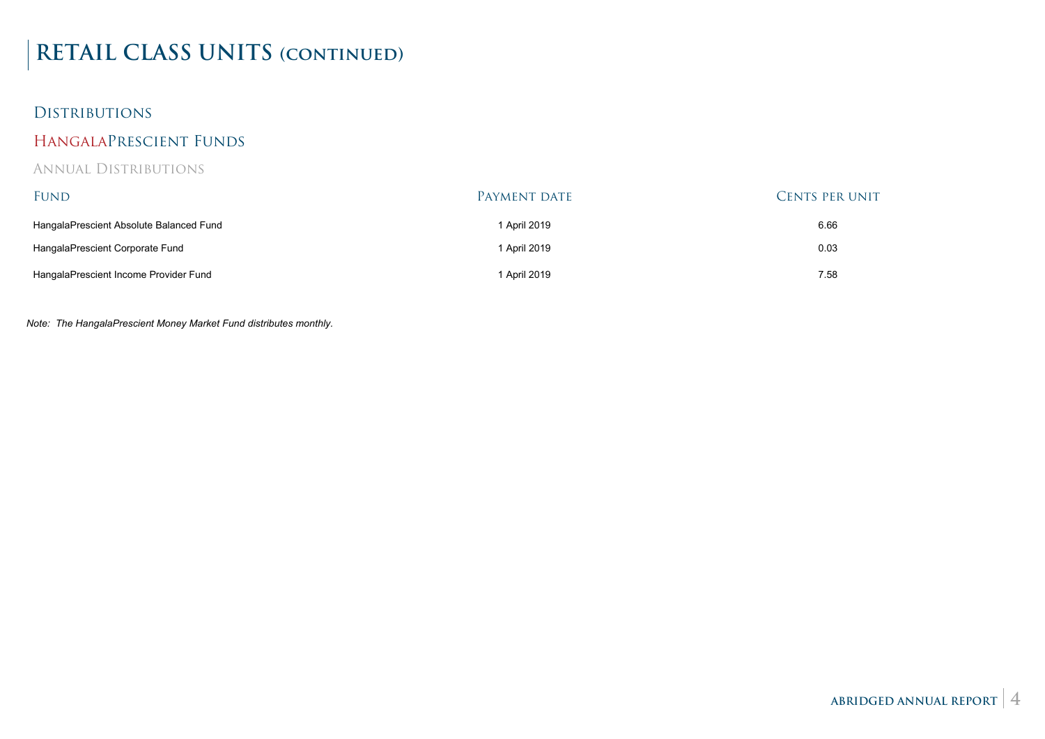# RETAIL CLASS UNITS (CONTINUED)

## Distributions

### HangalaPrescient Funds

#### Annual Distributions

| Fund | Payment date | Cents per unit |
|---|---|---|
| HangalaPrescient Absolute Balanced Fund | 1 April 2019 | 6.66 |
| HangalaPrescient Corporate Fund | 1 April 2019 | 0.03 |
| HangalaPrescient Income Provider Fund | 1 April 2019 | 7.58 |

*Note: The HangalaPrescient Money Market Fund distributes monthly.*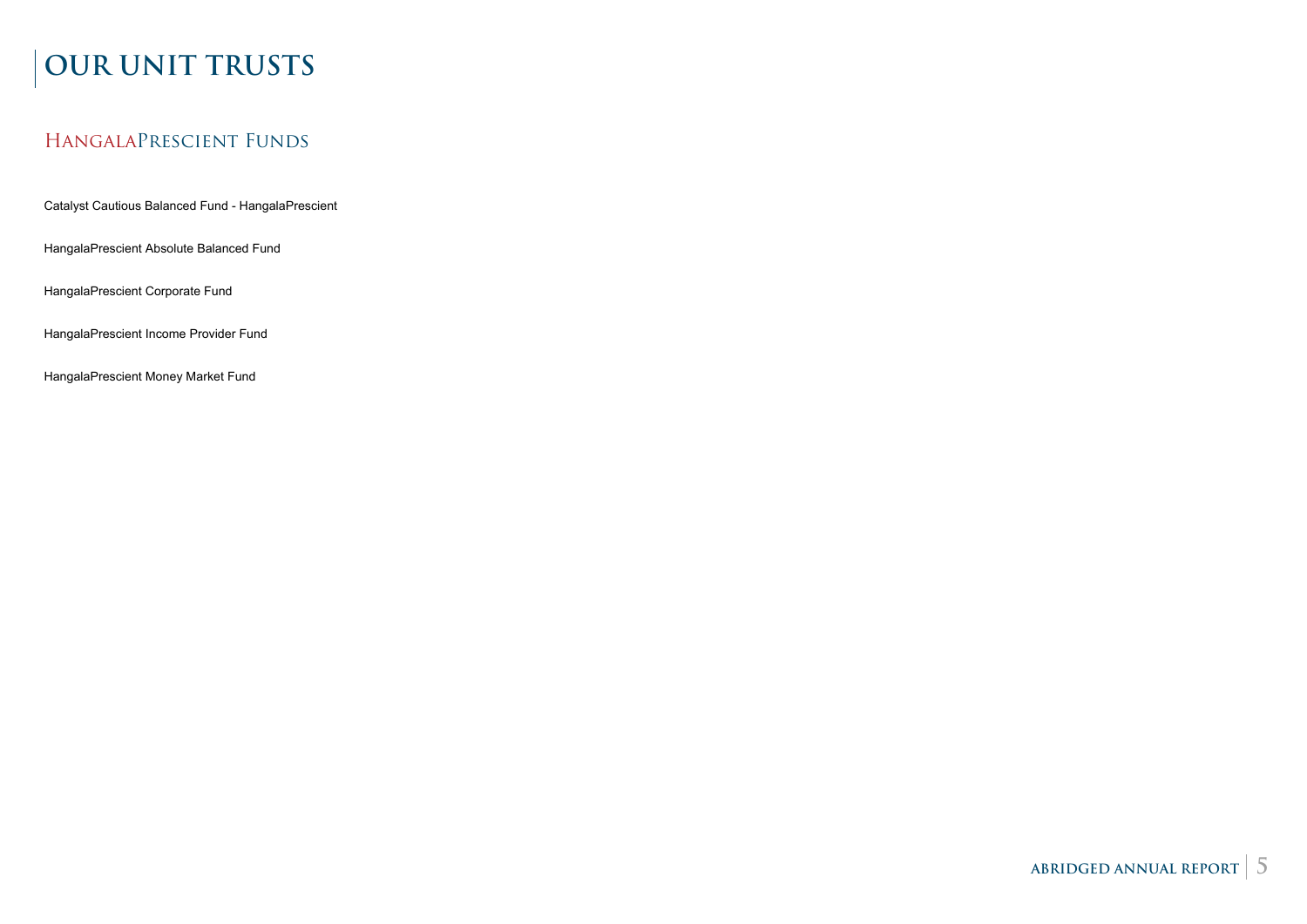# OUR UNIT TRUSTS

## HangalaPrescient Funds

Catalyst Cautious Balanced Fund - HangalaPrescient

HangalaPrescient Absolute Balanced Fund

HangalaPrescient Corporate Fund

HangalaPrescient Income Provider Fund

HangalaPrescient Money Market Fund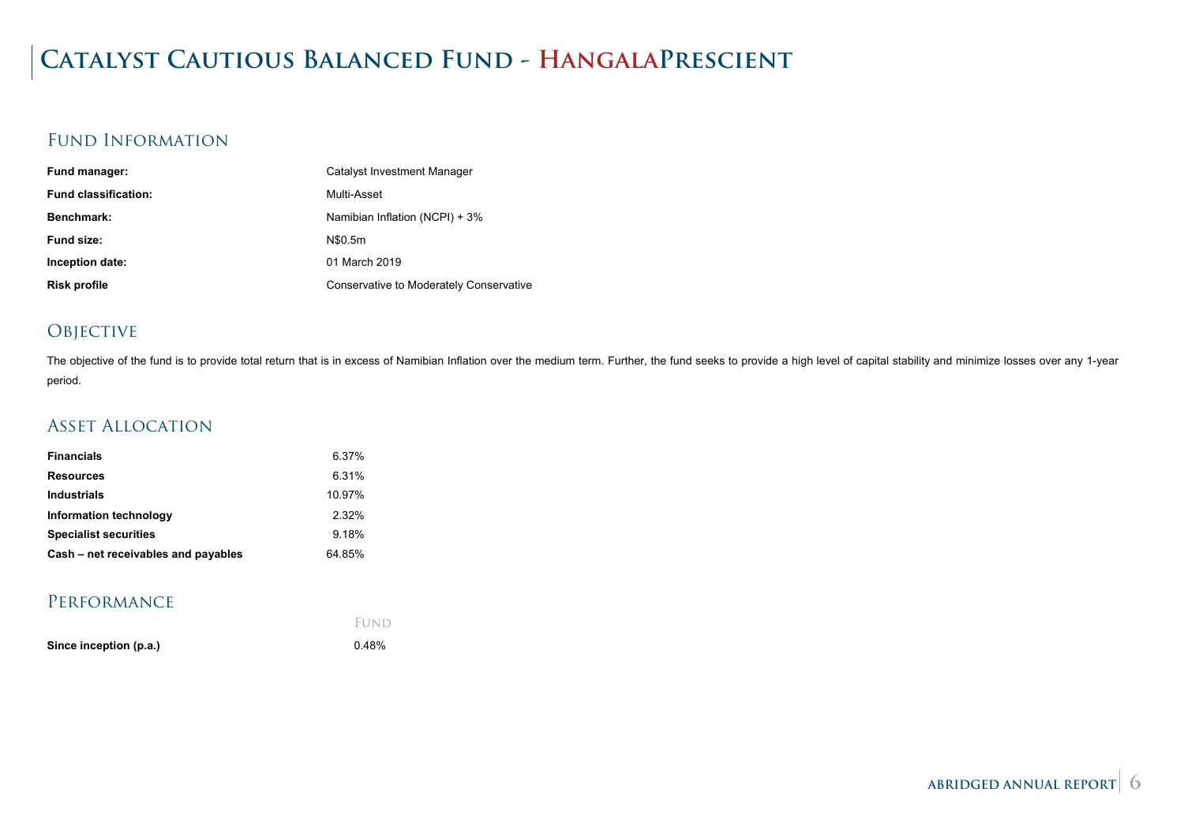# Catalyst Cautious Balanced Fund - HangalaPrescient

## Fund Information

| | |
|---|---|
| **Fund manager:** | Catalyst Investment Manager |
| **Fund classification:** | Multi-Asset |
| **Benchmark:** | Namibian Inflation (NCPI) + 3% |
| **Fund size:** | N$0.5m |
| **Inception date:** | 01 March 2019 |
| **Risk profile** | Conservative to Moderately Conservative |

## Objective

The objective of the fund is to provide total return that is in excess of Namibian Inflation over the medium term. Further, the fund seeks to provide a high level of capital stability and minimize losses over any 1-year period.

## Asset Allocation

| | |
|---|---|
| **Financials** | 6.37% |
| **Resources** | 6.31% |
| **Industrials** | 10.97% |
| **Information technology** | 2.32% |
| **Specialist securities** | 9.18% |
| **Cash – net receivables and payables** | 64.85% |

## Performance

| | Fund |
|---|---|
| **Since inception (p.a.)** | 0.48% |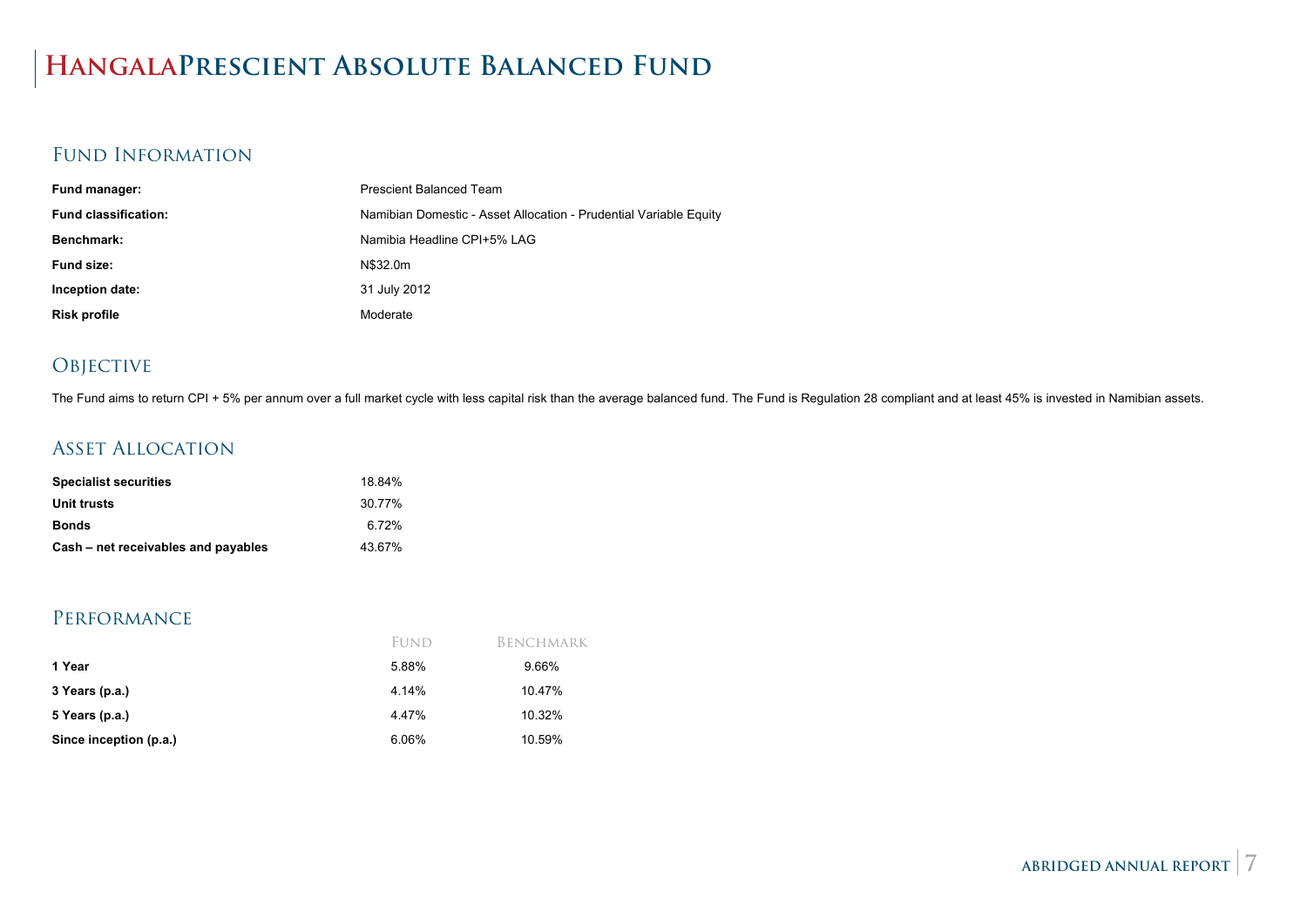# HangalaPrescient Absolute Balanced Fund

## Fund Information

| | |
|---|---|
| **Fund manager:** | Prescient Balanced Team |
| **Fund classification:** | Namibian Domestic - Asset Allocation - Prudential Variable Equity |
| **Benchmark:** | Namibia Headline CPI+5% LAG |
| **Fund size:** | N$32.0m |
| **Inception date:** | 31 July 2012 |
| **Risk profile** | Moderate |

## Objective

The Fund aims to return CPI + 5% per annum over a full market cycle with less capital risk than the average balanced fund. The Fund is Regulation 28 compliant and at least 45% is invested in Namibian assets.

## Asset Allocation

| | |
|---|---|
| **Specialist securities** | 18.84% |
| **Unit trusts** | 30.77% |
| **Bonds** | 6.72% |
| **Cash – net receivables and payables** | 43.67% |

## Performance

| | Fund | Benchmark |
|---|---|---|
| **1 Year** | 5.88% | 9.66% |
| **3 Years (p.a.)** | 4.14% | 10.47% |
| **5 Years (p.a.)** | 4.47% | 10.32% |
| **Since inception (p.a.)** | 6.06% | 10.59% |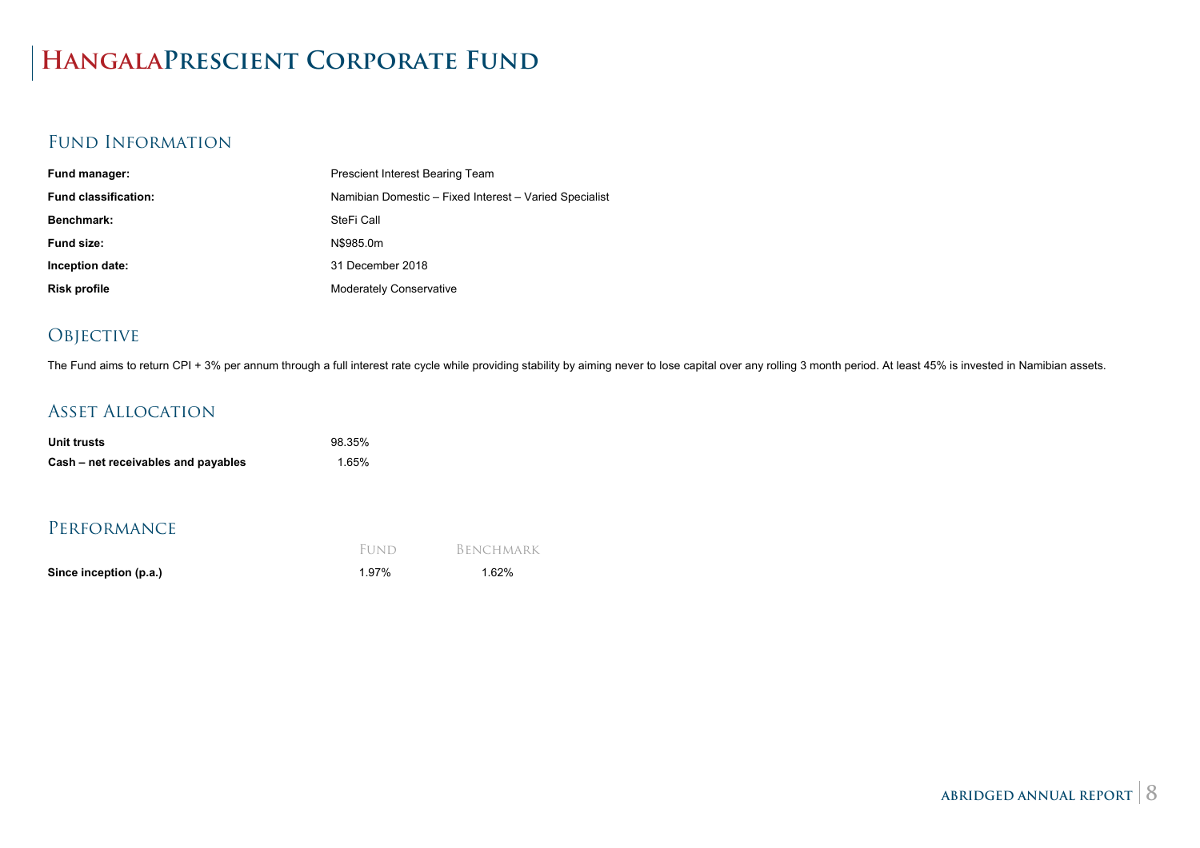# HangalaPrescient Corporate Fund

## Fund Information

| | |
|---|---|
| **Fund manager:** | Prescient Interest Bearing Team |
| **Fund classification:** | Namibian Domestic – Fixed Interest – Varied Specialist |
| **Benchmark:** | SteFi Call |
| **Fund size:** | N$985.0m |
| **Inception date:** | 31 December 2018 |
| **Risk profile** | Moderately Conservative |

## Objective

The Fund aims to return CPI + 3% per annum through a full interest rate cycle while providing stability by aiming never to lose capital over any rolling 3 month period. At least 45% is invested in Namibian assets.

## Asset Allocation

| | |
|---|---|
| **Unit trusts** | 98.35% |
| **Cash – net receivables and payables** | 1.65% |

## Performance

| | Fund | Benchmark |
|---|---|---|
| **Since inception (p.a.)** | 1.97% | 1.62% |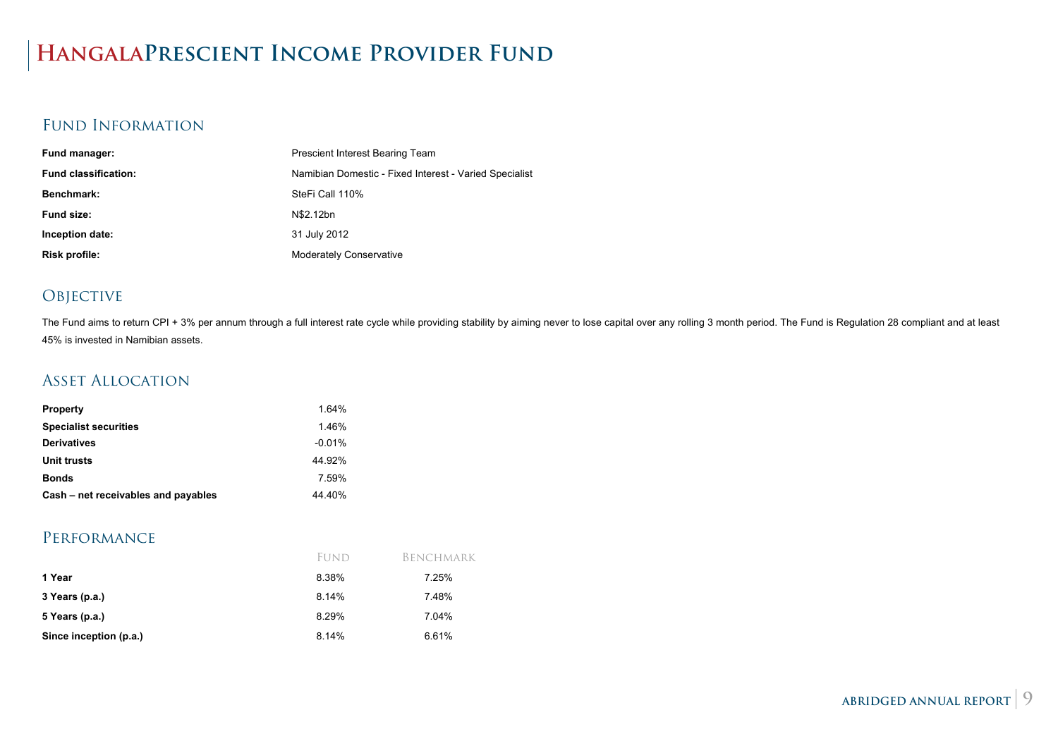# HangalaPrescient Income Provider Fund

## Fund Information

| | |
|---|---|
| **Fund manager:** | Prescient Interest Bearing Team |
| **Fund classification:** | Namibian Domestic - Fixed Interest - Varied Specialist |
| **Benchmark:** | SteFi Call 110% |
| **Fund size:** | N$2.12bn |
| **Inception date:** | 31 July 2012 |
| **Risk profile:** | Moderately Conservative |

## Objective

The Fund aims to return CPI + 3% per annum through a full interest rate cycle while providing stability by aiming never to lose capital over any rolling 3 month period. The Fund is Regulation 28 compliant and at least 45% is invested in Namibian assets.

## Asset Allocation

| | |
|---|---|
| **Property** | 1.64% |
| **Specialist securities** | 1.46% |
| **Derivatives** | -0.01% |
| **Unit trusts** | 44.92% |
| **Bonds** | 7.59% |
| **Cash – net receivables and payables** | 44.40% |

## Performance

| | Fund | Benchmark |
|---|---|---|
| **1 Year** | 8.38% | 7.25% |
| **3 Years (p.a.)** | 8.14% | 7.48% |
| **5 Years (p.a.)** | 8.29% | 7.04% |
| **Since inception (p.a.)** | 8.14% | 6.61% |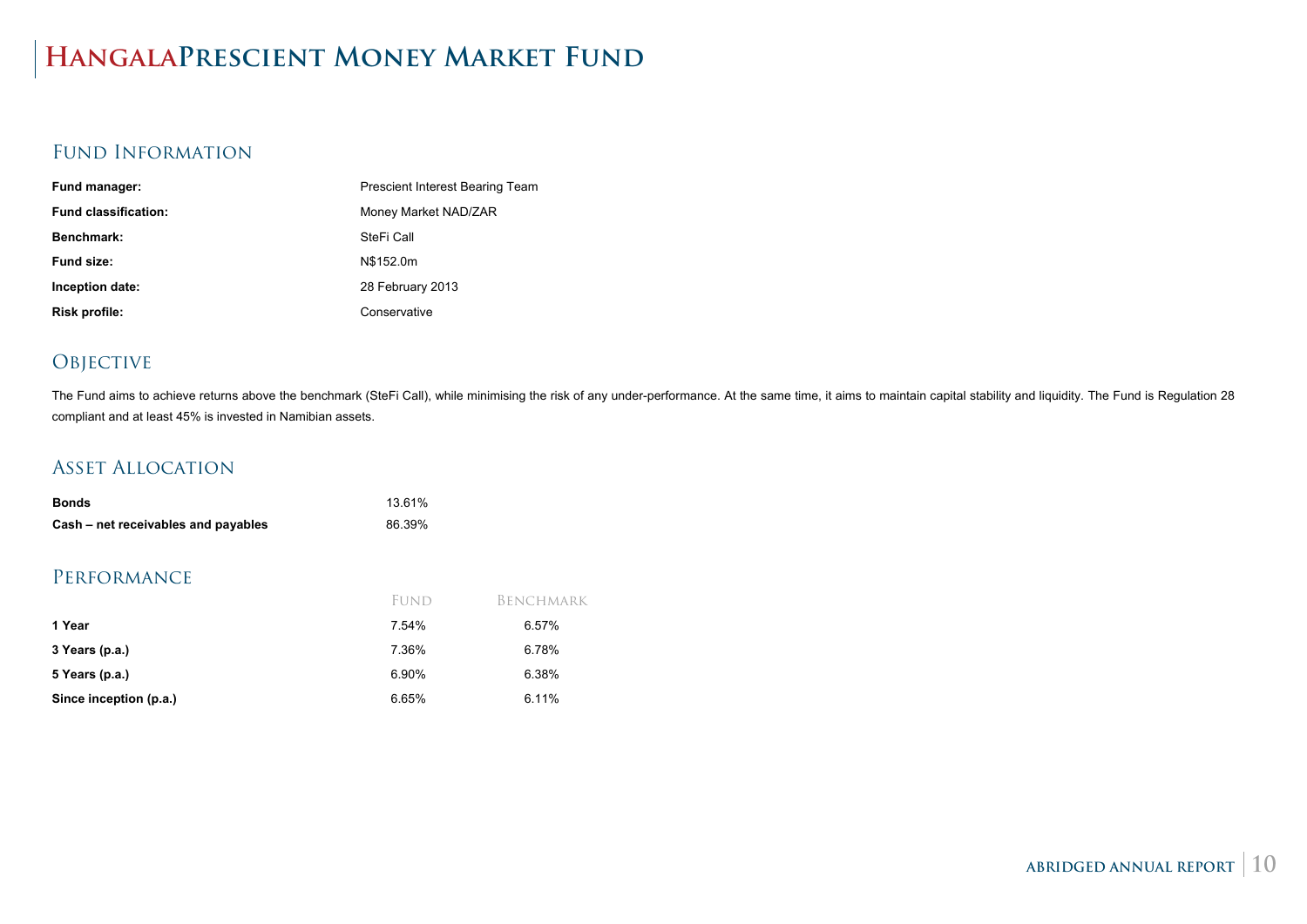# HangalaPrescient Money Market Fund

## Fund Information

| | |
|---|---|
| **Fund manager:** | Prescient Interest Bearing Team |
| **Fund classification:** | Money Market NAD/ZAR |
| **Benchmark:** | SteFi Call |
| **Fund size:** | N$152.0m |
| **Inception date:** | 28 February 2013 |
| **Risk profile:** | Conservative |

## Objective

The Fund aims to achieve returns above the benchmark (SteFi Call), while minimising the risk of any under-performance. At the same time, it aims to maintain capital stability and liquidity. The Fund is Regulation 28 compliant and at least 45% is invested in Namibian assets.

## Asset Allocation

| | |
|---|---|
| **Bonds** | 13.61% |
| **Cash – net receivables and payables** | 86.39% |

## Performance

| | Fund | Benchmark |
|---|---|---|
| **1 Year** | 7.54% | 6.57% |
| **3 Years (p.a.)** | 7.36% | 6.78% |
| **5 Years (p.a.)** | 6.90% | 6.38% |
| **Since inception (p.a.)** | 6.65% | 6.11% |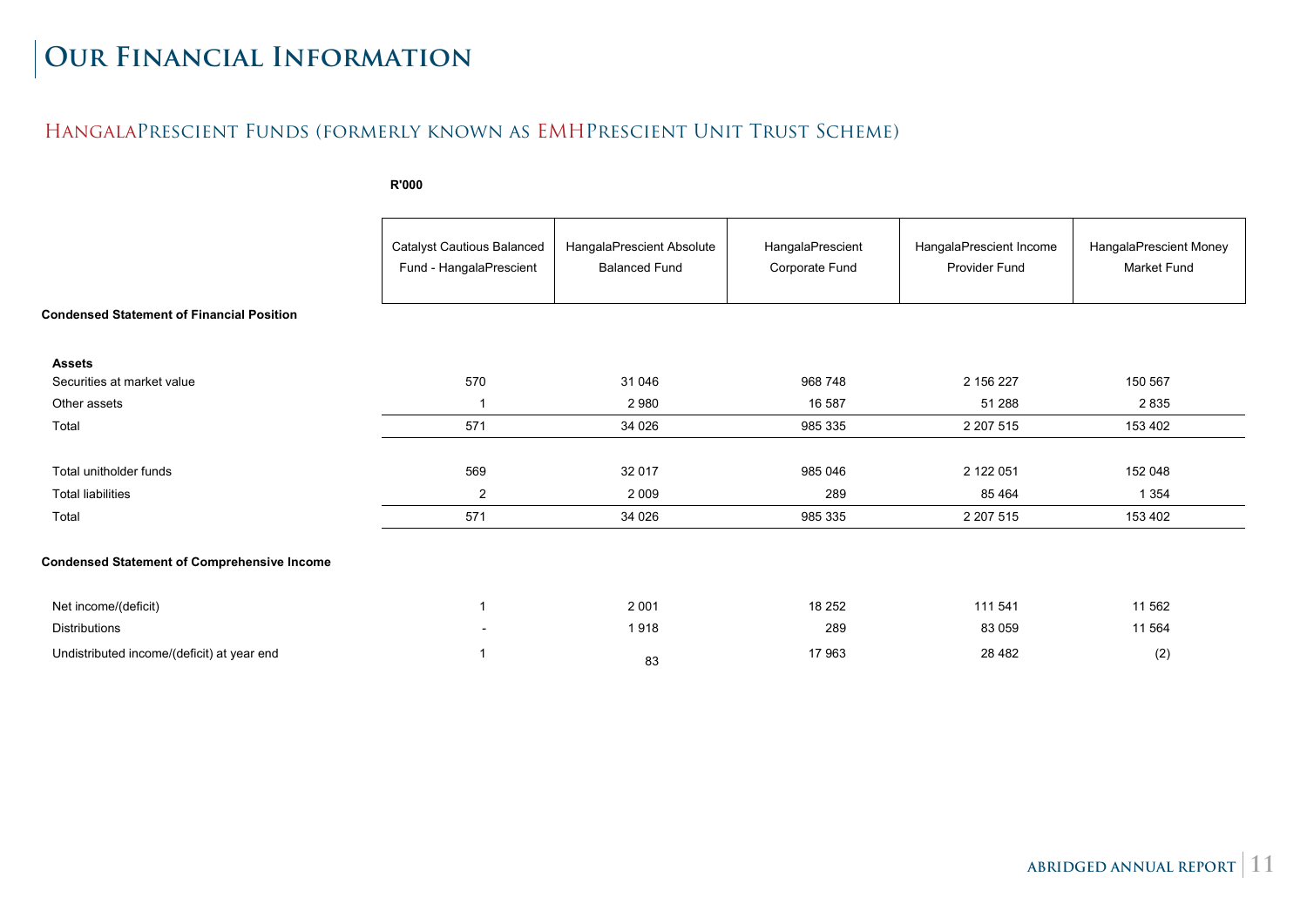# Our Financial Information

## HangalaPrescient Funds (formerly known as EMHPrescient Unit Trust Scheme)

**R'000**

| | Catalyst Cautious Balanced Fund - HangalaPrescient | HangalaPrescient Absolute Balanced Fund | HangalaPrescient Corporate Fund | HangalaPrescient Income Provider Fund | HangalaPrescient Money Market Fund |
|---|---|---|---|---|---|
| **Condensed Statement of Financial Position** | | | | | |
| **Assets** | | | | | |
| Securities at market value | 570 | 31 046 | 968 748 | 2 156 227 | 150 567 |
| Other assets | 1 | 2 980 | 16 587 | 51 288 | 2 835 |
| Total | 571 | 34 026 | 985 335 | 2 207 515 | 153 402 |
| | | | | | |
| Total unitholder funds | 569 | 32 017 | 985 046 | 2 122 051 | 152 048 |
| Total liabilities | 2 | 2 009 | 289 | 85 464 | 1 354 |
| Total | 571 | 34 026 | 985 335 | 2 207 515 | 153 402 |
| **Condensed Statement of Comprehensive Income** | | | | | |
| Net income/(deficit) | 1 | 2 001 | 18 252 | 111 541 | 11 562 |
| Distributions | - | 1 918 | 289 | 83 059 | 11 564 |
| Undistributed income/(deficit) at year end | 1 | 83 | 17 963 | 28 482 | (2) |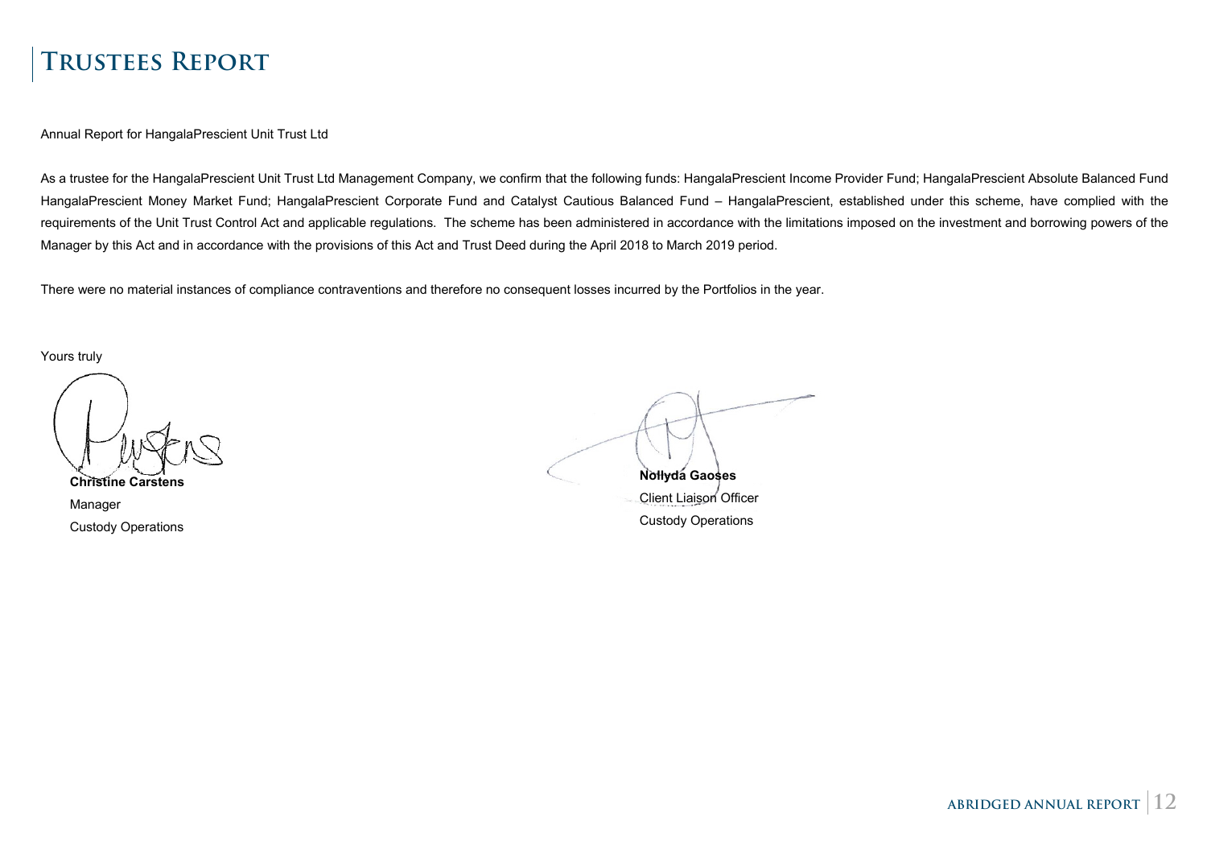# Trustees Report

Annual Report for HangalaPrescient Unit Trust Ltd

As a trustee for the HangalaPrescient Unit Trust Ltd Management Company, we confirm that the following funds: HangalaPrescient Income Provider Fund; HangalaPrescient Absolute Balanced Fund HangalaPrescient Money Market Fund; HangalaPrescient Corporate Fund and Catalyst Cautious Balanced Fund – HangalaPrescient, established under this scheme, have complied with the requirements of the Unit Trust Control Act and applicable regulations. The scheme has been administered in accordance with the limitations imposed on the investment and borrowing powers of the Manager by this Act and in accordance with the provisions of this Act and Trust Deed during the April 2018 to March 2019 period.

There were no material instances of compliance contraventions and therefore no consequent losses incurred by the Portfolios in the year.

Yours truly

**Christine Carstens**
Manager
Custody Operations

**Nollyda Gaoses**
Client Liaison Officer
Custody Operations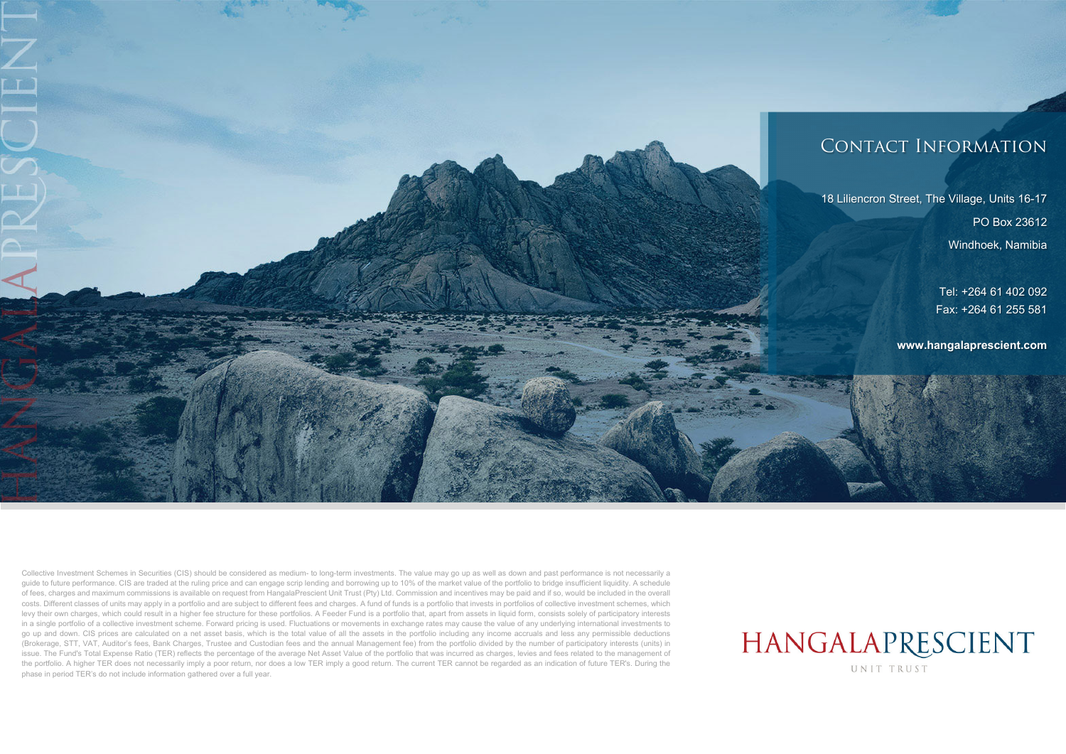## Contact Information

18 Liliencron Street, The Village, Units 16-17

PO Box 23612

Windhoek, Namibia

Tel: +264 61 402 092

Fax: +264 61 255 581

**www.hangalaprescient.com**

Collective Investment Schemes in Securities (CIS) should be considered as medium- to long-term investments. The value may go up as well as down and past performance is not necessarily a guide to future performance. CIS are traded at the ruling price and can engage scrip lending and borrowing up to 10% of the market value of the portfolio to bridge insufficient liquidity. A schedule of fees, charges and maximum commissions is available on request from HangalaPrescient Unit Trust (Pty) Ltd. Commission and incentives may be paid and if so, would be included in the overall costs. Different classes of units may apply in a portfolio and are subject to different fees and charges. A fund of funds is a portfolio that invests in portfolios of collective investment schemes, which levy their own charges, which could result in a higher fee structure for these portfolios. A Feeder Fund is a portfolio that, apart from assets in liquid form, consists solely of participatory interests in a single portfolio of a collective investment scheme. Forward pricing is used. Fluctuations or movements in exchange rates may cause the value of any underlying international investments to go up and down. CIS prices are calculated on a net asset basis, which is the total value of all the assets in the portfolio including any income accruals and less any permissible deductions (Brokerage, STT, VAT, Auditor's fees, Bank Charges, Trustee and Custodian fees and the annual Management fee) from the portfolio divided by the number of participatory interests (units) in issue. The Fund's Total Expense Ratio (TER) reflects the percentage of the average Net Asset Value of the portfolio that was incurred as charges, levies and fees related to the management of the portfolio. A higher TER does not necessarily imply a poor return, nor does a low TER imply a good return. The current TER cannot be regarded as an indication of future TER's. During the phase in period TER's do not include information gathered over a full year.

HANGALAPRESCIENT

UNIT TRUST